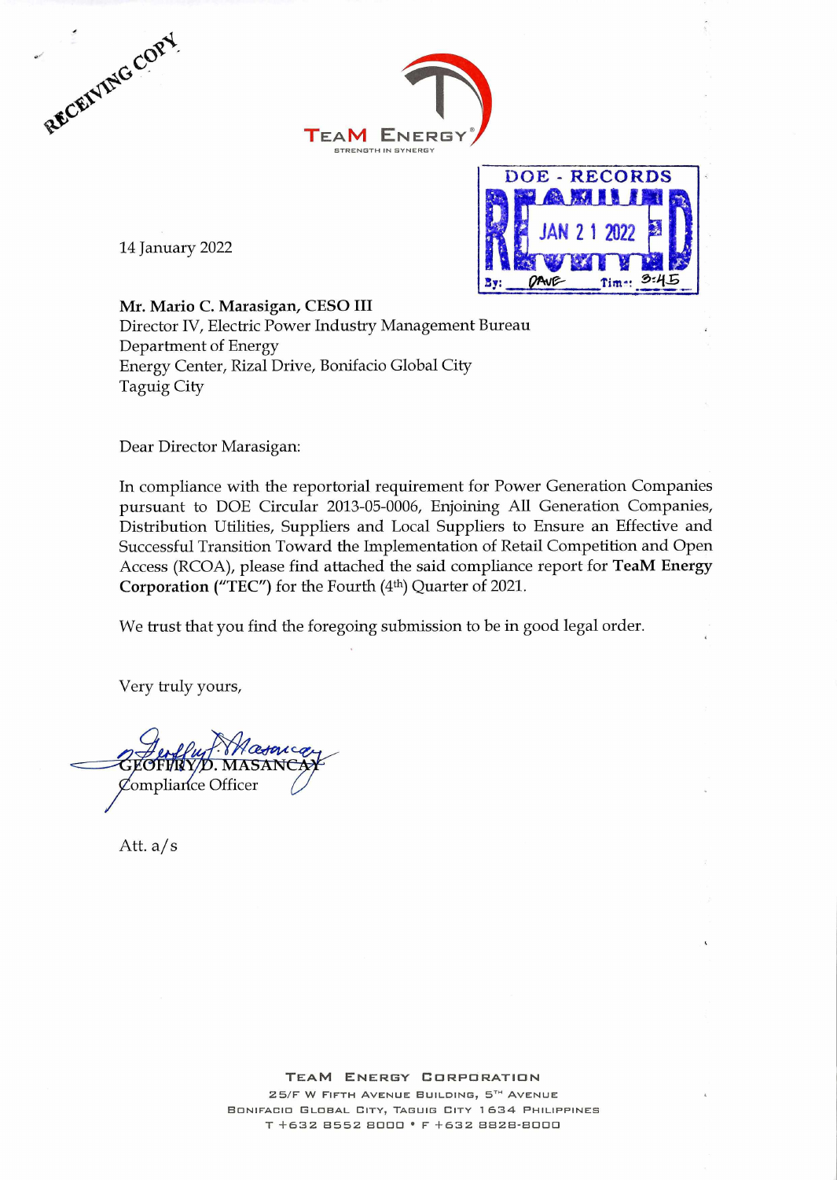RECEIVING COPY

TEAM ENERGY
STRENGTH IN SYNERGY

DOE - RECORDS
RECEIVED
JAN 21 2022
By: DAVE Time: 3:45

14 January 2022

**Mr. Mario C. Marasigan, CESO III**
Director IV, Electric Power Industry Management Bureau
Department of Energy
Energy Center, Rizal Drive, Bonifacio Global City
Taguig City

Dear Director Marasigan:

In compliance with the reportorial requirement for Power Generation Companies pursuant to DOE Circular 2013-05-0006, Enjoining All Generation Companies, Distribution Utilities, Suppliers and Local Suppliers to Ensure an Effective and Successful Transition Toward the Implementation of Retail Competition and Open Access (RCOA), please find attached the said compliance report for **TeaM Energy Corporation ("TEC")** for the Fourth (4th) Quarter of 2021.

We trust that you find the foregoing submission to be in good legal order.

Very truly yours,

GEOFFRY D. MASANCAY
Compliance Officer

Att. a/s

TEAM ENERGY CORPORATION
25/F W FIFTH AVENUE BUILDING, 5TH AVENUE
BONIFACIO GLOBAL CITY, TAGUIG CITY 1634 PHILIPPINES
T +632 8552 8000 • F +632 8828-8000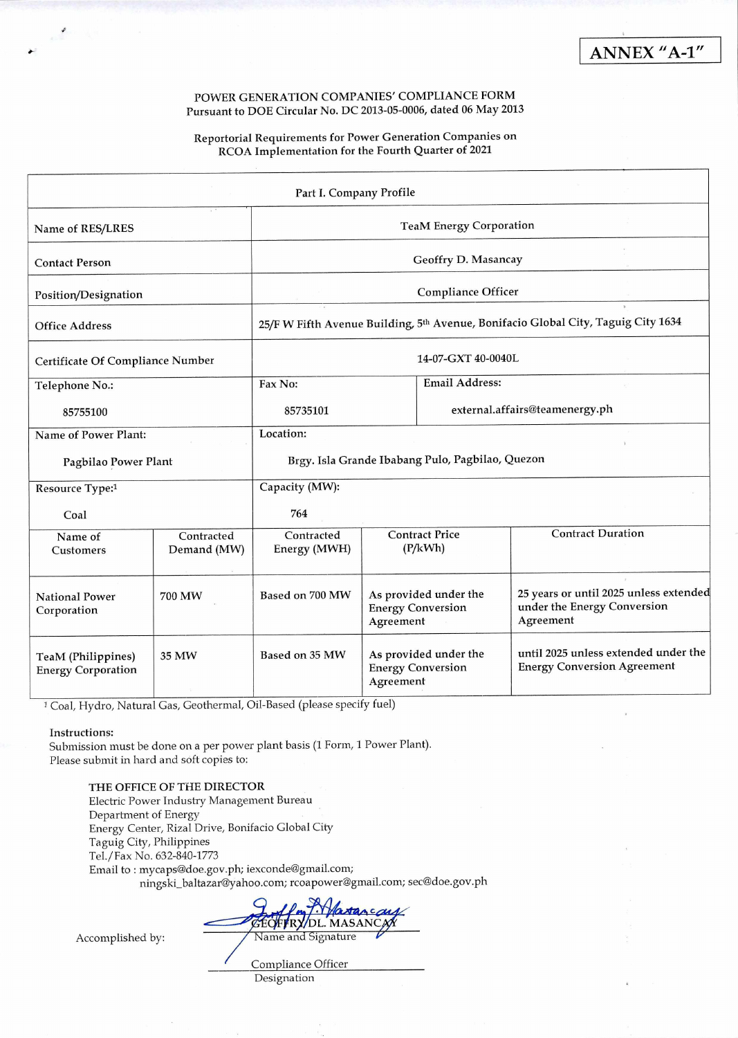ANNEX "A-1"

POWER GENERATION COMPANIES' COMPLIANCE FORM
Pursuant to DOE Circular No. DC 2013-05-0006, dated 06 May 2013

Reportorial Requirements for Power Generation Companies on
RCOA Implementation for the Fourth Quarter of 2021

| Part I. Company Profile | | | | |
|---|---|---|---|---|
| Name of RES/LRES | TeaM Energy Corporation | | | |
| Contact Person | Geoffry D. Masancay | | | |
| Position/Designation | Compliance Officer | | | |
| Office Address | 25/F W Fifth Avenue Building, 5th Avenue, Bonifacio Global City, Taguig City 1634 | | | |
| Certificate Of Compliance Number | 14-07-GXT 40-0040L | | | |
| Telephone No.: 85755100 | Fax No: 85735101 | Email Address: external.affairs@teamenergy.ph | | |
| Name of Power Plant: Pagbilao Power Plant | Location: Brgy. Isla Grande Ibabang Pulo, Pagbilao, Quezon | | | |
| Resource Type:[1] Coal | Capacity (MW): 764 | | | |
| Name of Customers | Contracted Demand (MW) | Contracted Energy (MWH) | Contract Price (P/kWh) | Contract Duration |
| National Power Corporation | 700 MW | Based on 700 MW | As provided under the Energy Conversion Agreement | 25 years or until 2025 unless extended under the Energy Conversion Agreement |
| TeaM (Philippines) Energy Corporation | 35 MW | Based on 35 MW | As provided under the Energy Conversion Agreement | until 2025 unless extended under the Energy Conversion Agreement |

[1] Coal, Hydro, Natural Gas, Geothermal, Oil-Based (please specify fuel)

Instructions:
Submission must be done on a per power plant basis (1 Form, 1 Power Plant).
Please submit in hard and soft copies to:

THE OFFICE OF THE DIRECTOR
Electric Power Industry Management Bureau
Department of Energy
Energy Center, Rizal Drive, Bonifacio Global City
Taguig City, Philippines
Tel./Fax No. 632-840-1773
Email to : mycaps@doe.gov.ph; iexconde@gmail.com;
ningski_baltazar@yahoo.com; rcoapower@gmail.com; sec@doe.gov.ph

Accomplished by:

GEOFFRY DL. MASANCAY
Name and Signature

Compliance Officer
Designation